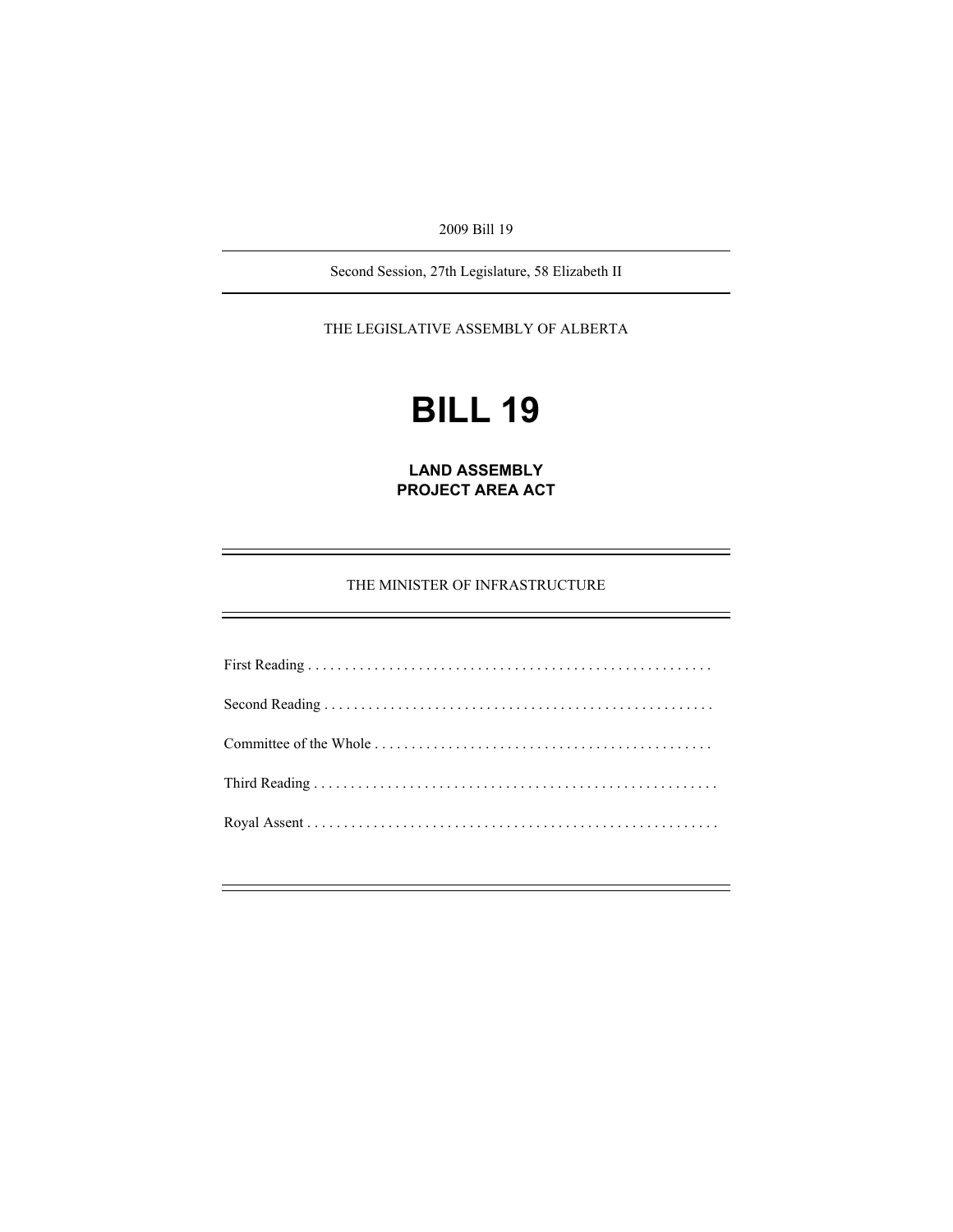2009 Bill 19

---

Second Session, 27th Legislature, 58 Elizabeth II

---

THE LEGISLATIVE ASSEMBLY OF ALBERTA

# BILL 19

## LAND ASSEMBLY PROJECT AREA ACT

---

THE MINISTER OF INFRASTRUCTURE

---

First Reading . . . . . . . . . . . . . . . . . . . . . . . . . . . . . . . . . . . . . . . . . . . . . . . . . . . . . .

Second Reading . . . . . . . . . . . . . . . . . . . . . . . . . . . . . . . . . . . . . . . . . . . . . . . . . . . .

Committee of the Whole . . . . . . . . . . . . . . . . . . . . . . . . . . . . . . . . . . . . . . . . . . . . .

Third Reading . . . . . . . . . . . . . . . . . . . . . . . . . . . . . . . . . . . . . . . . . . . . . . . . . . . . . .

Royal Assent . . . . . . . . . . . . . . . . . . . . . . . . . . . . . . . . . . . . . . . . . . . . . . . . . . . . . . .

---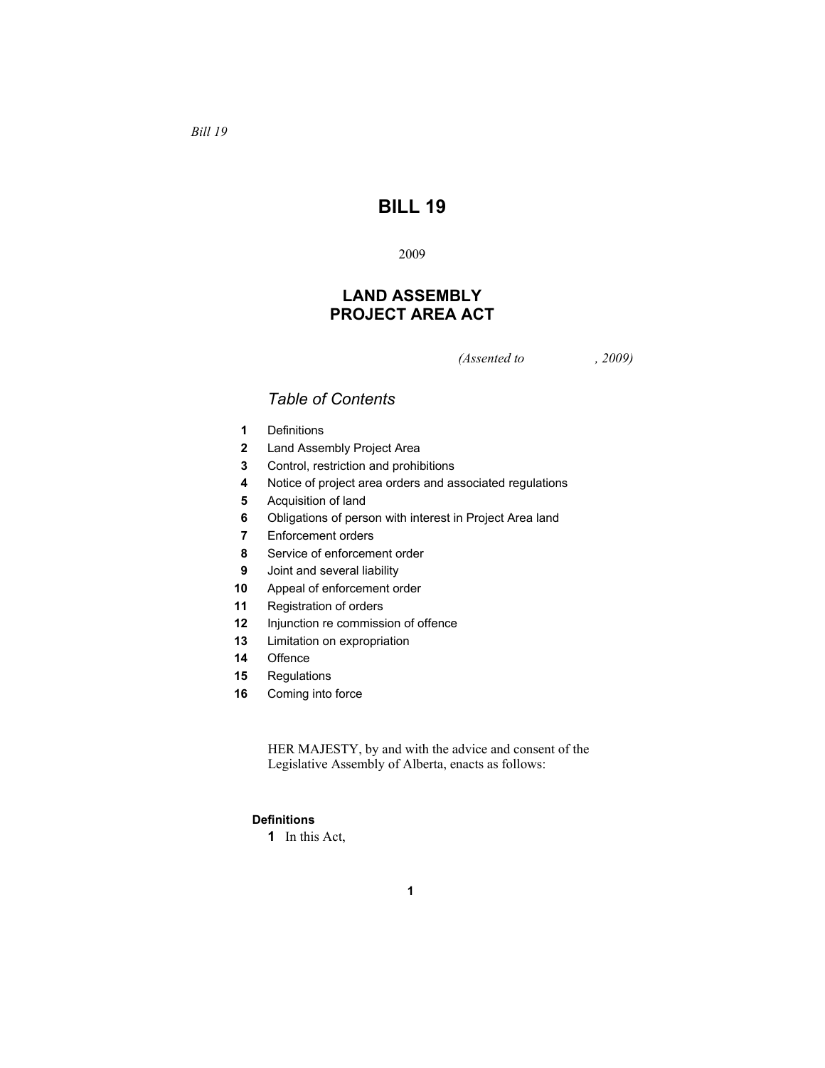*Bill 19*

# BILL 19

2009

## LAND ASSEMBLY PROJECT AREA ACT

*(Assented to , 2009)*

### *Table of Contents*

- **1** Definitions
- **2** Land Assembly Project Area
- **3** Control, restriction and prohibitions
- **4** Notice of project area orders and associated regulations
- **5** Acquisition of land
- **6** Obligations of person with interest in Project Area land
- **7** Enforcement orders
- **8** Service of enforcement order
- **9** Joint and several liability
- **10** Appeal of enforcement order
- **11** Registration of orders
- **12** Injunction re commission of offence
- **13** Limitation on expropriation
- **14** Offence
- **15** Regulations
- **16** Coming into force

HER MAJESTY, by and with the advice and consent of the Legislative Assembly of Alberta, enacts as follows:

**Definitions**

**1** In this Act,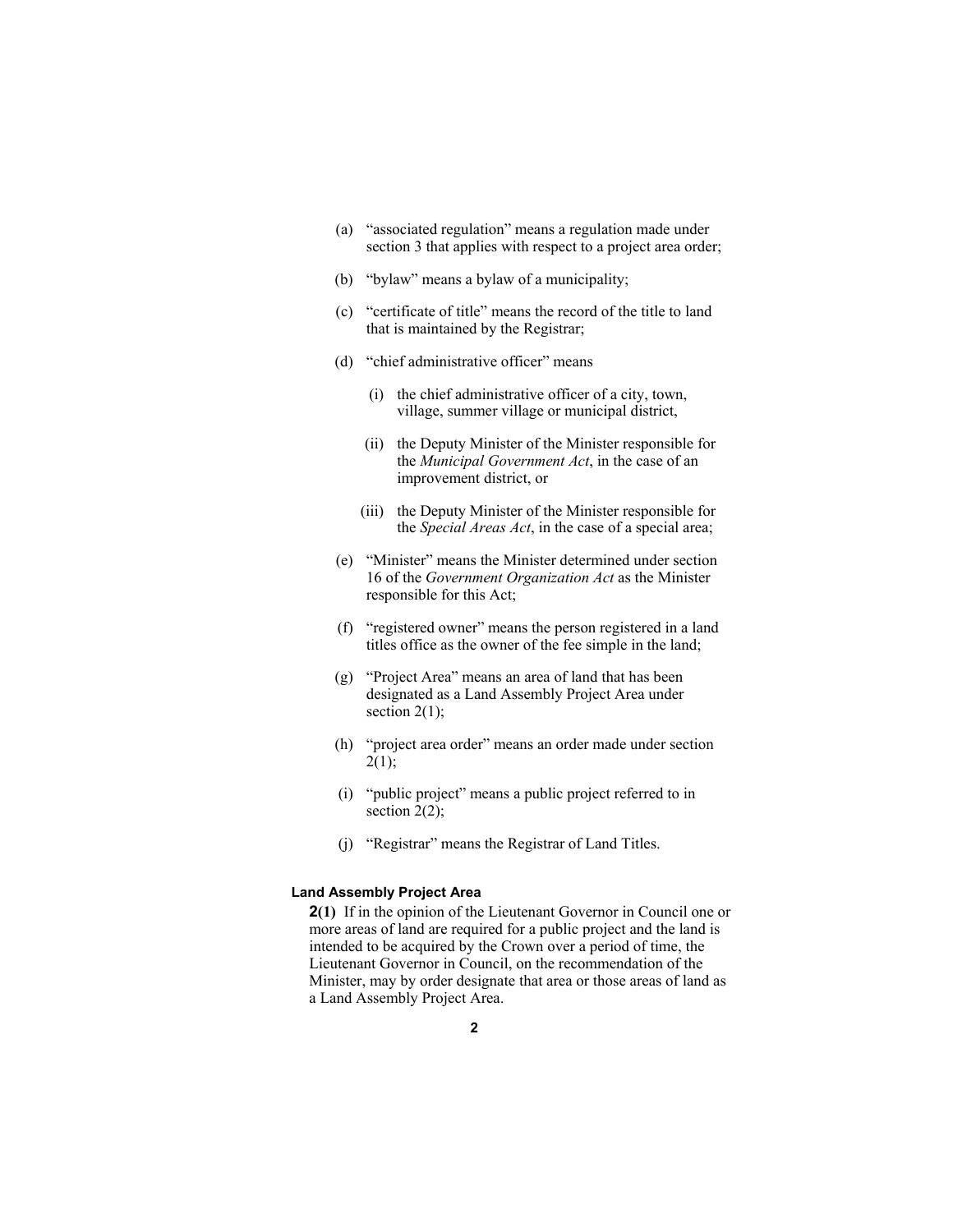(a) "associated regulation" means a regulation made under section 3 that applies with respect to a project area order;

(b) "bylaw" means a bylaw of a municipality;

(c) "certificate of title" means the record of the title to land that is maintained by the Registrar;

(d) "chief administrative officer" means

(i) the chief administrative officer of a city, town, village, summer village or municipal district,

(ii) the Deputy Minister of the Minister responsible for the *Municipal Government Act*, in the case of an improvement district, or

(iii) the Deputy Minister of the Minister responsible for the *Special Areas Act*, in the case of a special area;

(e) "Minister" means the Minister determined under section 16 of the *Government Organization Act* as the Minister responsible for this Act;

(f) "registered owner" means the person registered in a land titles office as the owner of the fee simple in the land;

(g) "Project Area" means an area of land that has been designated as a Land Assembly Project Area under section 2(1);

(h) "project area order" means an order made under section 2(1);

(i) "public project" means a public project referred to in section 2(2);

(j) "Registrar" means the Registrar of Land Titles.

#### Land Assembly Project Area

**2(1)** If in the opinion of the Lieutenant Governor in Council one or more areas of land are required for a public project and the land is intended to be acquired by the Crown over a period of time, the Lieutenant Governor in Council, on the recommendation of the Minister, may by order designate that area or those areas of land as a Land Assembly Project Area.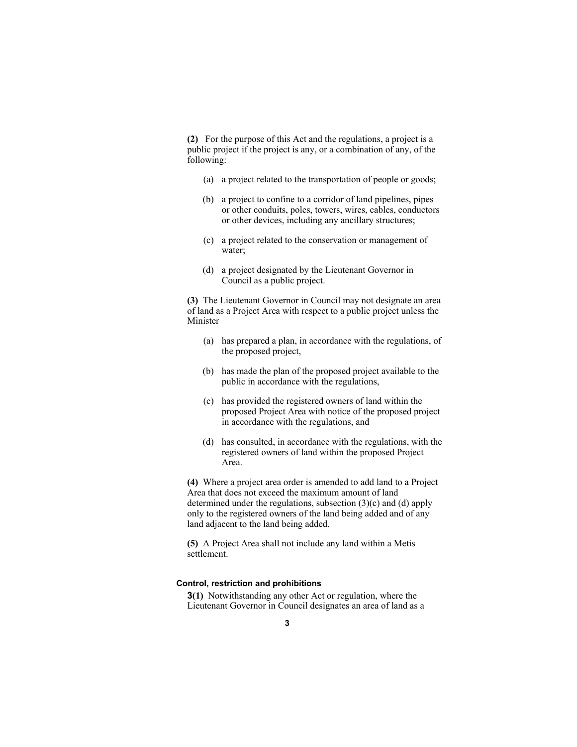**(2)** For the purpose of this Act and the regulations, a project is a public project if the project is any, or a combination of any, of the following:

(a) a project related to the transportation of people or goods;

(b) a project to confine to a corridor of land pipelines, pipes or other conduits, poles, towers, wires, cables, conductors or other devices, including any ancillary structures;

(c) a project related to the conservation or management of water;

(d) a project designated by the Lieutenant Governor in Council as a public project.

**(3)** The Lieutenant Governor in Council may not designate an area of land as a Project Area with respect to a public project unless the Minister

(a) has prepared a plan, in accordance with the regulations, of the proposed project,

(b) has made the plan of the proposed project available to the public in accordance with the regulations,

(c) has provided the registered owners of land within the proposed Project Area with notice of the proposed project in accordance with the regulations, and

(d) has consulted, in accordance with the regulations, with the registered owners of land within the proposed Project Area.

**(4)** Where a project area order is amended to add land to a Project Area that does not exceed the maximum amount of land determined under the regulations, subsection (3)(c) and (d) apply only to the registered owners of the land being added and of any land adjacent to the land being added.

**(5)** A Project Area shall not include any land within a Metis settlement.

#### Control, restriction and prohibitions

**3(1)** Notwithstanding any other Act or regulation, where the Lieutenant Governor in Council designates an area of land as a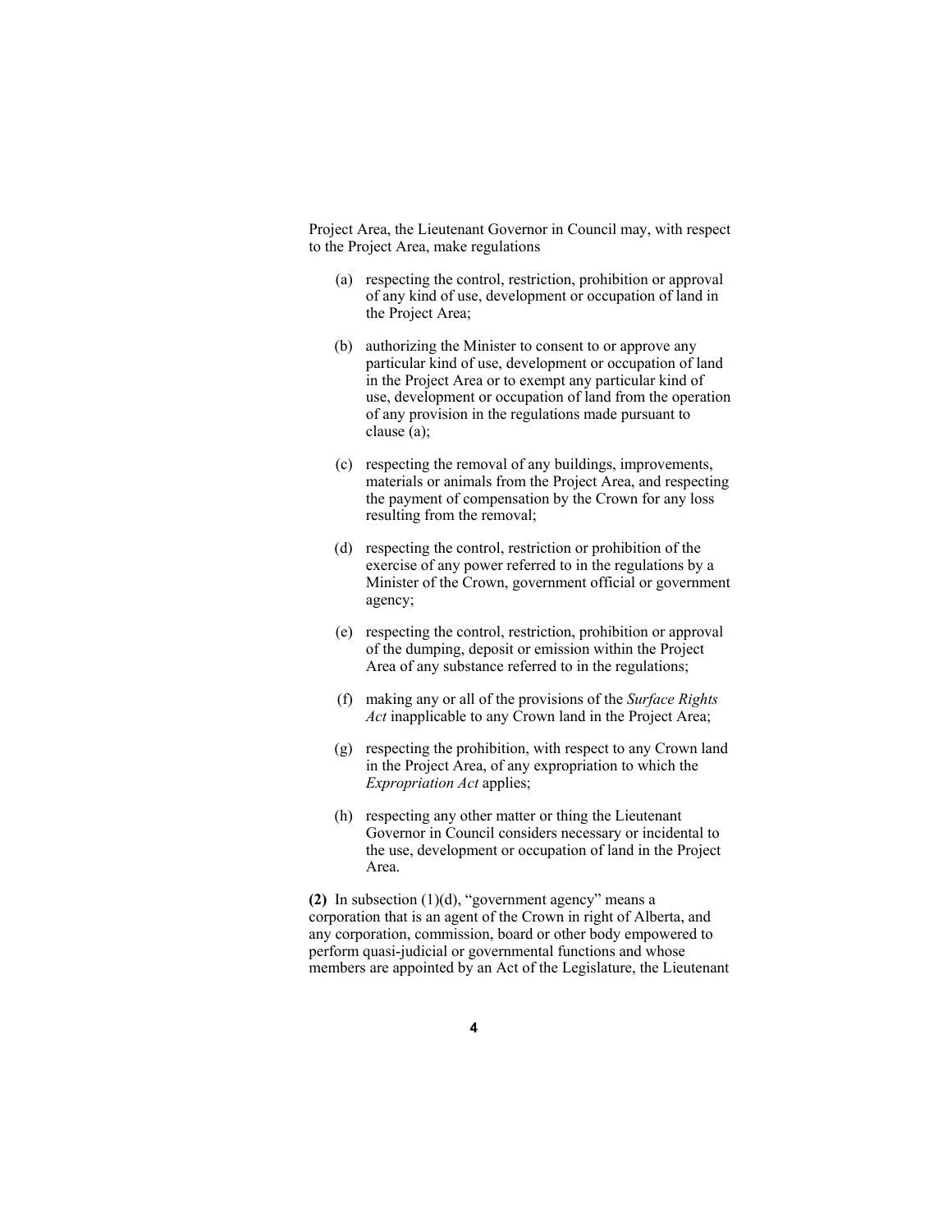Project Area, the Lieutenant Governor in Council may, with respect to the Project Area, make regulations

(a) respecting the control, restriction, prohibition or approval of any kind of use, development or occupation of land in the Project Area;

(b) authorizing the Minister to consent to or approve any particular kind of use, development or occupation of land in the Project Area or to exempt any particular kind of use, development or occupation of land from the operation of any provision in the regulations made pursuant to clause (a);

(c) respecting the removal of any buildings, improvements, materials or animals from the Project Area, and respecting the payment of compensation by the Crown for any loss resulting from the removal;

(d) respecting the control, restriction or prohibition of the exercise of any power referred to in the regulations by a Minister of the Crown, government official or government agency;

(e) respecting the control, restriction, prohibition or approval of the dumping, deposit or emission within the Project Area of any substance referred to in the regulations;

(f) making any or all of the provisions of the *Surface Rights Act* inapplicable to any Crown land in the Project Area;

(g) respecting the prohibition, with respect to any Crown land in the Project Area, of any expropriation to which the *Expropriation Act* applies;

(h) respecting any other matter or thing the Lieutenant Governor in Council considers necessary or incidental to the use, development or occupation of land in the Project Area.

**(2)** In subsection (1)(d), "government agency" means a corporation that is an agent of the Crown in right of Alberta, and any corporation, commission, board or other body empowered to perform quasi-judicial or governmental functions and whose members are appointed by an Act of the Legislature, the Lieutenant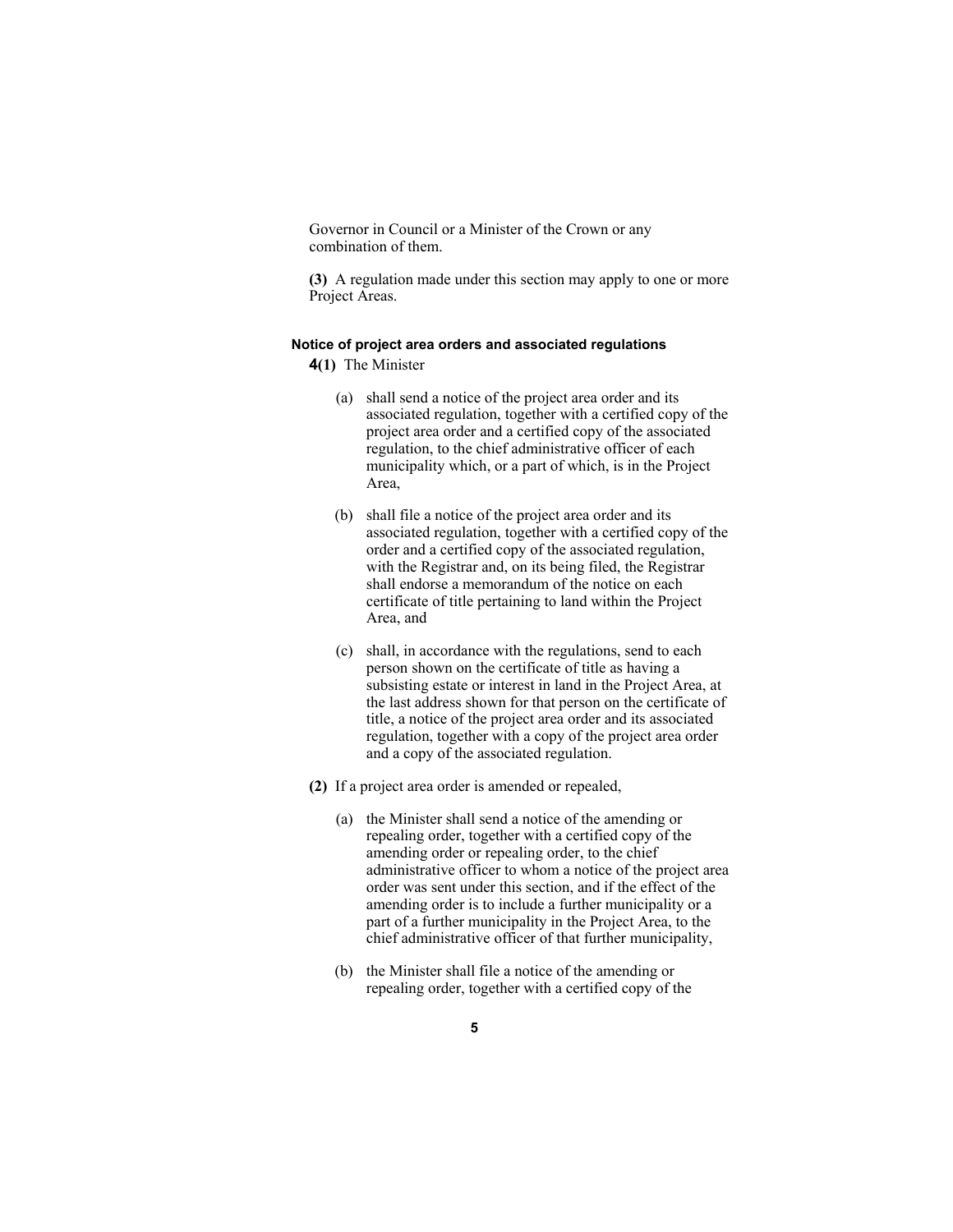Governor in Council or a Minister of the Crown or any combination of them.

**(3)** A regulation made under this section may apply to one or more Project Areas.

#### Notice of project area orders and associated regulations

**4(1)** The Minister

(a) shall send a notice of the project area order and its associated regulation, together with a certified copy of the project area order and a certified copy of the associated regulation, to the chief administrative officer of each municipality which, or a part of which, is in the Project Area,

(b) shall file a notice of the project area order and its associated regulation, together with a certified copy of the order and a certified copy of the associated regulation, with the Registrar and, on its being filed, the Registrar shall endorse a memorandum of the notice on each certificate of title pertaining to land within the Project Area, and

(c) shall, in accordance with the regulations, send to each person shown on the certificate of title as having a subsisting estate or interest in land in the Project Area, at the last address shown for that person on the certificate of title, a notice of the project area order and its associated regulation, together with a copy of the project area order and a copy of the associated regulation.

**(2)** If a project area order is amended or repealed,

(a) the Minister shall send a notice of the amending or repealing order, together with a certified copy of the amending order or repealing order, to the chief administrative officer to whom a notice of the project area order was sent under this section, and if the effect of the amending order is to include a further municipality or a part of a further municipality in the Project Area, to the chief administrative officer of that further municipality,

(b) the Minister shall file a notice of the amending or repealing order, together with a certified copy of the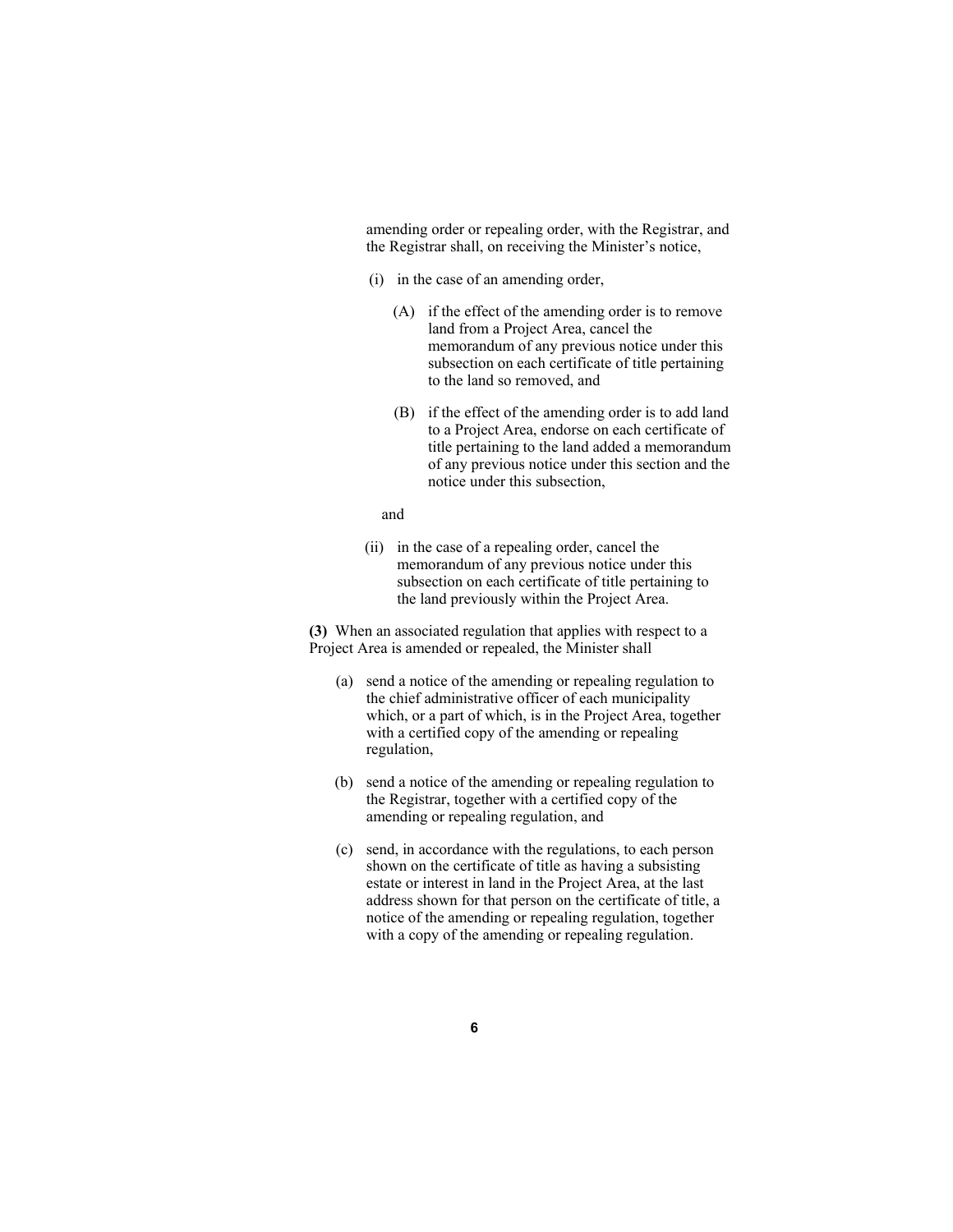amending order or repealing order, with the Registrar, and the Registrar shall, on receiving the Minister's notice,

- (i) in the case of an amending order,
  - (A) if the effect of the amending order is to remove land from a Project Area, cancel the memorandum of any previous notice under this subsection on each certificate of title pertaining to the land so removed, and
  - (B) if the effect of the amending order is to add land to a Project Area, endorse on each certificate of title pertaining to the land added a memorandum of any previous notice under this section and the notice under this subsection,

  and

- (ii) in the case of a repealing order, cancel the memorandum of any previous notice under this subsection on each certificate of title pertaining to the land previously within the Project Area.

**(3)** When an associated regulation that applies with respect to a Project Area is amended or repealed, the Minister shall

- (a) send a notice of the amending or repealing regulation to the chief administrative officer of each municipality which, or a part of which, is in the Project Area, together with a certified copy of the amending or repealing regulation,
- (b) send a notice of the amending or repealing regulation to the Registrar, together with a certified copy of the amending or repealing regulation, and
- (c) send, in accordance with the regulations, to each person shown on the certificate of title as having a subsisting estate or interest in land in the Project Area, at the last address shown for that person on the certificate of title, a notice of the amending or repealing regulation, together with a copy of the amending or repealing regulation.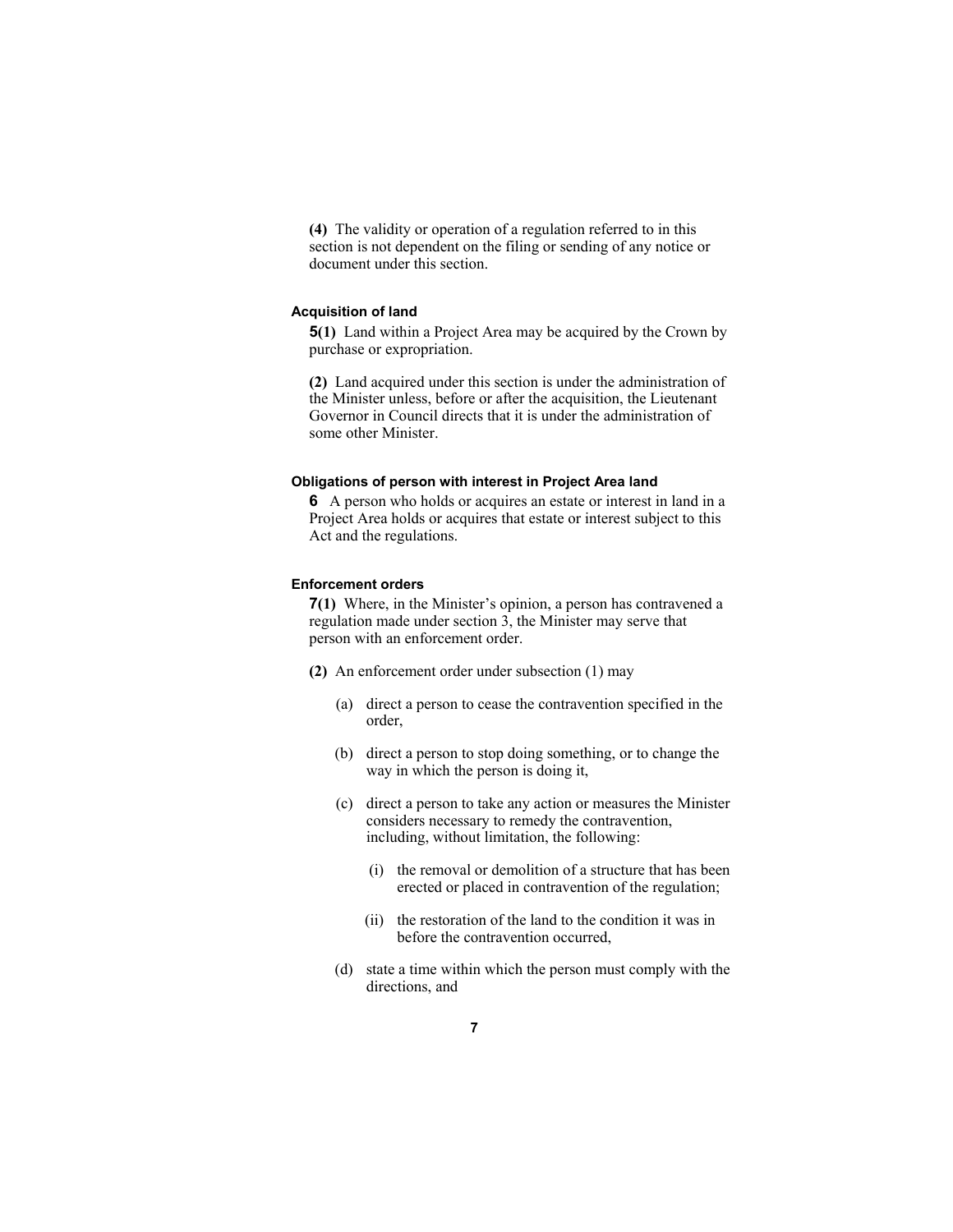**(4)** The validity or operation of a regulation referred to in this section is not dependent on the filing or sending of any notice or document under this section.

#### Acquisition of land

**5(1)** Land within a Project Area may be acquired by the Crown by purchase or expropriation.

**(2)** Land acquired under this section is under the administration of the Minister unless, before or after the acquisition, the Lieutenant Governor in Council directs that it is under the administration of some other Minister.

#### Obligations of person with interest in Project Area land

**6** A person who holds or acquires an estate or interest in land in a Project Area holds or acquires that estate or interest subject to this Act and the regulations.

#### Enforcement orders

**7(1)** Where, in the Minister's opinion, a person has contravened a regulation made under section 3, the Minister may serve that person with an enforcement order.

**(2)** An enforcement order under subsection (1) may

- (a) direct a person to cease the contravention specified in the order,
- (b) direct a person to stop doing something, or to change the way in which the person is doing it,
- (c) direct a person to take any action or measures the Minister considers necessary to remedy the contravention, including, without limitation, the following:
  - (i) the removal or demolition of a structure that has been erected or placed in contravention of the regulation;
  - (ii) the restoration of the land to the condition it was in before the contravention occurred,
- (d) state a time within which the person must comply with the directions, and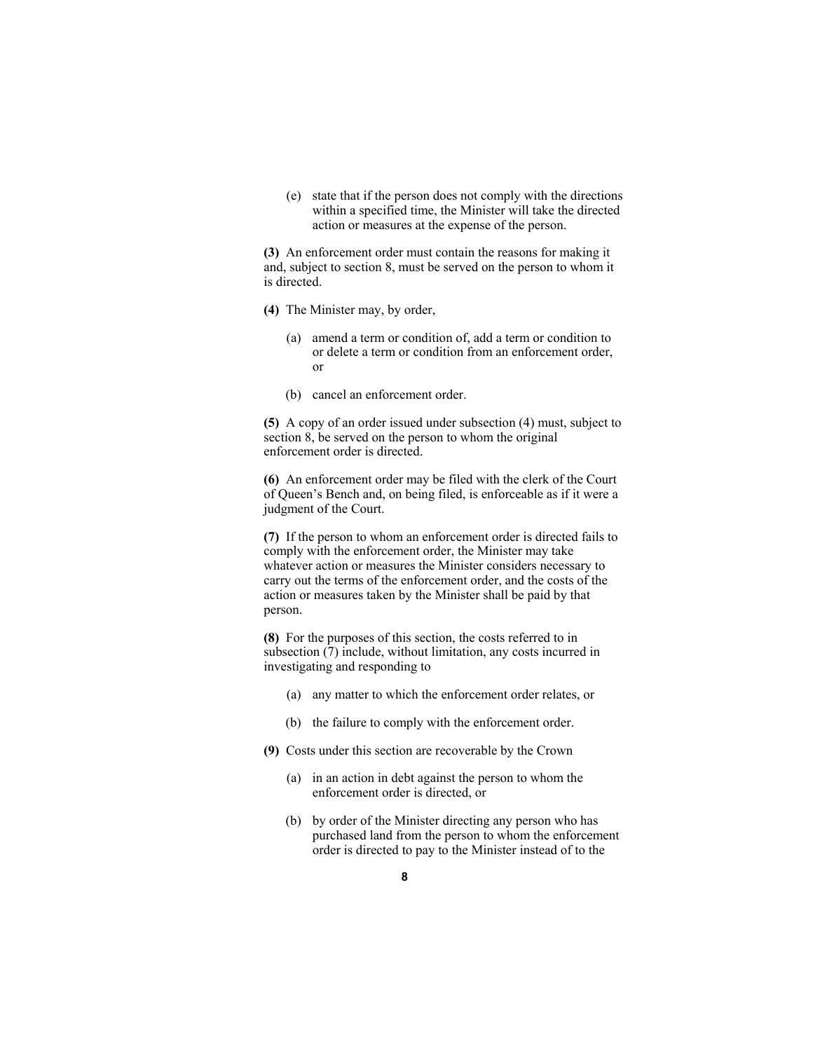(e) state that if the person does not comply with the directions within a specified time, the Minister will take the directed action or measures at the expense of the person.

**(3)** An enforcement order must contain the reasons for making it and, subject to section 8, must be served on the person to whom it is directed.

**(4)** The Minister may, by order,

(a) amend a term or condition of, add a term or condition to or delete a term or condition from an enforcement order, or

(b) cancel an enforcement order.

**(5)** A copy of an order issued under subsection (4) must, subject to section 8, be served on the person to whom the original enforcement order is directed.

**(6)** An enforcement order may be filed with the clerk of the Court of Queen's Bench and, on being filed, is enforceable as if it were a judgment of the Court.

**(7)** If the person to whom an enforcement order is directed fails to comply with the enforcement order, the Minister may take whatever action or measures the Minister considers necessary to carry out the terms of the enforcement order, and the costs of the action or measures taken by the Minister shall be paid by that person.

**(8)** For the purposes of this section, the costs referred to in subsection (7) include, without limitation, any costs incurred in investigating and responding to

(a) any matter to which the enforcement order relates, or

(b) the failure to comply with the enforcement order.

**(9)** Costs under this section are recoverable by the Crown

(a) in an action in debt against the person to whom the enforcement order is directed, or

(b) by order of the Minister directing any person who has purchased land from the person to whom the enforcement order is directed to pay to the Minister instead of to the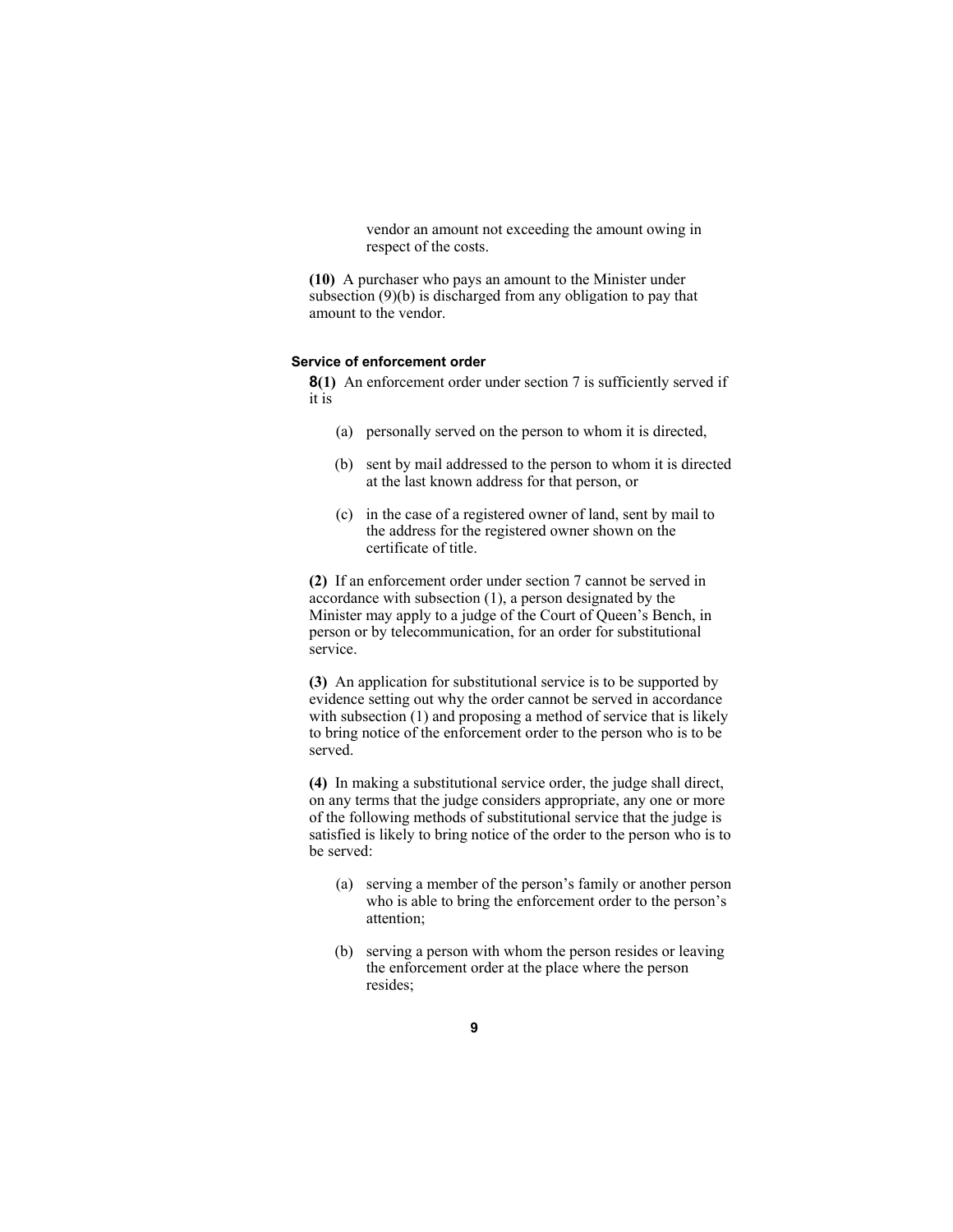vendor an amount not exceeding the amount owing in respect of the costs.

**(10)** A purchaser who pays an amount to the Minister under subsection (9)(b) is discharged from any obligation to pay that amount to the vendor.

### Service of enforcement order

**8(1)** An enforcement order under section 7 is sufficiently served if it is

(a) personally served on the person to whom it is directed,

(b) sent by mail addressed to the person to whom it is directed at the last known address for that person, or

(c) in the case of a registered owner of land, sent by mail to the address for the registered owner shown on the certificate of title.

**(2)** If an enforcement order under section 7 cannot be served in accordance with subsection (1), a person designated by the Minister may apply to a judge of the Court of Queen's Bench, in person or by telecommunication, for an order for substitutional service.

**(3)** An application for substitutional service is to be supported by evidence setting out why the order cannot be served in accordance with subsection (1) and proposing a method of service that is likely to bring notice of the enforcement order to the person who is to be served.

**(4)** In making a substitutional service order, the judge shall direct, on any terms that the judge considers appropriate, any one or more of the following methods of substitutional service that the judge is satisfied is likely to bring notice of the order to the person who is to be served:

(a) serving a member of the person's family or another person who is able to bring the enforcement order to the person's attention;

(b) serving a person with whom the person resides or leaving the enforcement order at the place where the person resides;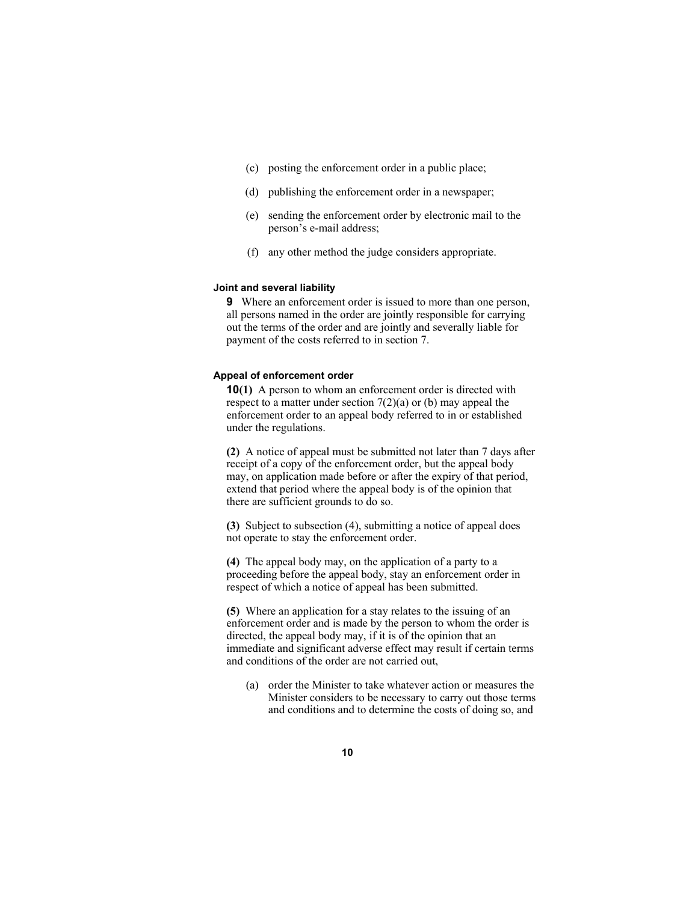(c) posting the enforcement order in a public place;

(d) publishing the enforcement order in a newspaper;

(e) sending the enforcement order by electronic mail to the person's e-mail address;

(f) any other method the judge considers appropriate.

**Joint and several liability**

**9** Where an enforcement order is issued to more than one person, all persons named in the order are jointly responsible for carrying out the terms of the order and are jointly and severally liable for payment of the costs referred to in section 7.

**Appeal of enforcement order**

**10(1)** A person to whom an enforcement order is directed with respect to a matter under section 7(2)(a) or (b) may appeal the enforcement order to an appeal body referred to in or established under the regulations.

**(2)** A notice of appeal must be submitted not later than 7 days after receipt of a copy of the enforcement order, but the appeal body may, on application made before or after the expiry of that period, extend that period where the appeal body is of the opinion that there are sufficient grounds to do so.

**(3)** Subject to subsection (4), submitting a notice of appeal does not operate to stay the enforcement order.

**(4)** The appeal body may, on the application of a party to a proceeding before the appeal body, stay an enforcement order in respect of which a notice of appeal has been submitted.

**(5)** Where an application for a stay relates to the issuing of an enforcement order and is made by the person to whom the order is directed, the appeal body may, if it is of the opinion that an immediate and significant adverse effect may result if certain terms and conditions of the order are not carried out,

(a) order the Minister to take whatever action or measures the Minister considers to be necessary to carry out those terms and conditions and to determine the costs of doing so, and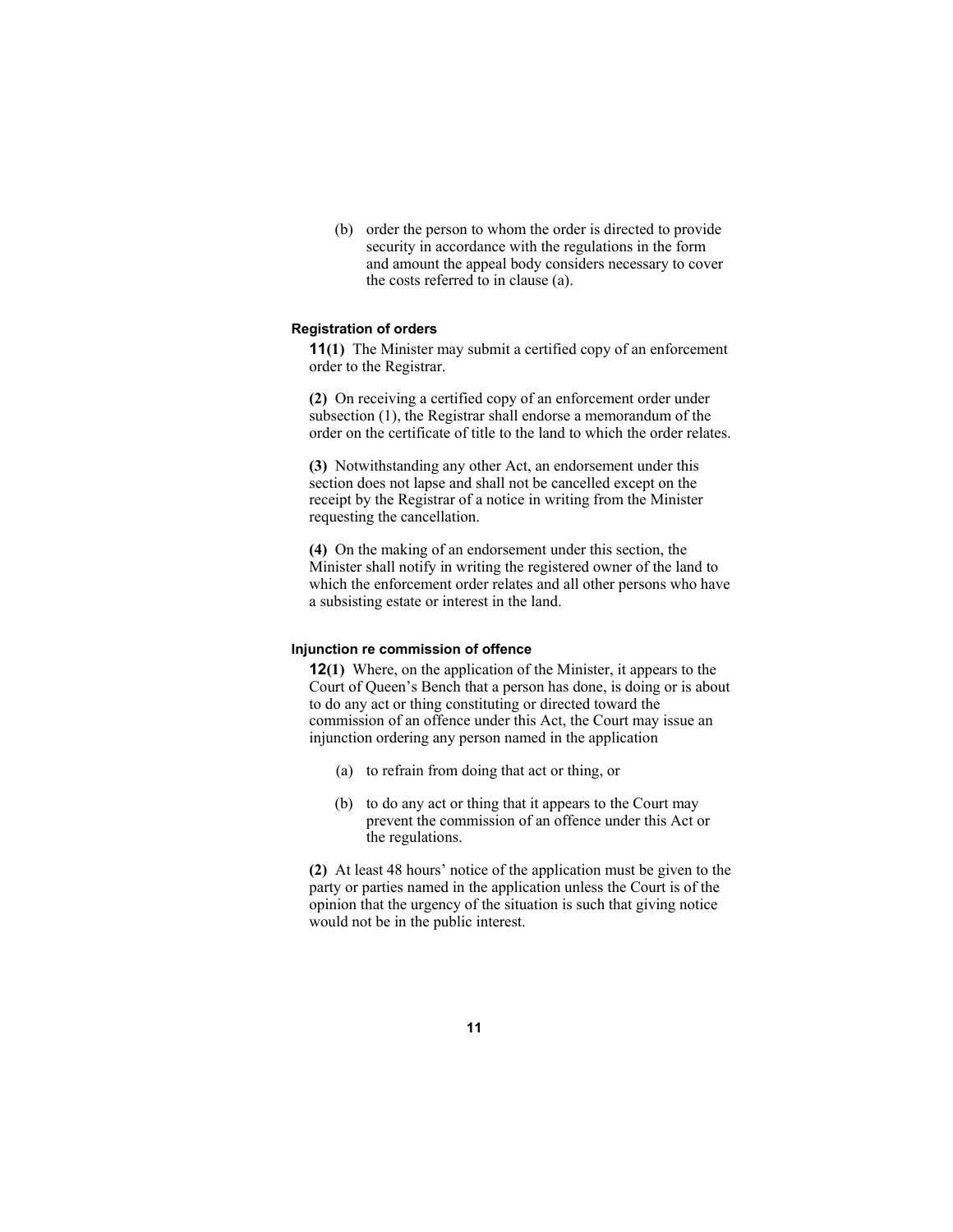(b) order the person to whom the order is directed to provide security in accordance with the regulations in the form and amount the appeal body considers necessary to cover the costs referred to in clause (a).

#### Registration of orders

**11(1)** The Minister may submit a certified copy of an enforcement order to the Registrar.

**(2)** On receiving a certified copy of an enforcement order under subsection (1), the Registrar shall endorse a memorandum of the order on the certificate of title to the land to which the order relates.

**(3)** Notwithstanding any other Act, an endorsement under this section does not lapse and shall not be cancelled except on the receipt by the Registrar of a notice in writing from the Minister requesting the cancellation.

**(4)** On the making of an endorsement under this section, the Minister shall notify in writing the registered owner of the land to which the enforcement order relates and all other persons who have a subsisting estate or interest in the land.

#### Injunction re commission of offence

**12(1)** Where, on the application of the Minister, it appears to the Court of Queen's Bench that a person has done, is doing or is about to do any act or thing constituting or directed toward the commission of an offence under this Act, the Court may issue an injunction ordering any person named in the application

(a) to refrain from doing that act or thing, or

(b) to do any act or thing that it appears to the Court may prevent the commission of an offence under this Act or the regulations.

**(2)** At least 48 hours' notice of the application must be given to the party or parties named in the application unless the Court is of the opinion that the urgency of the situation is such that giving notice would not be in the public interest.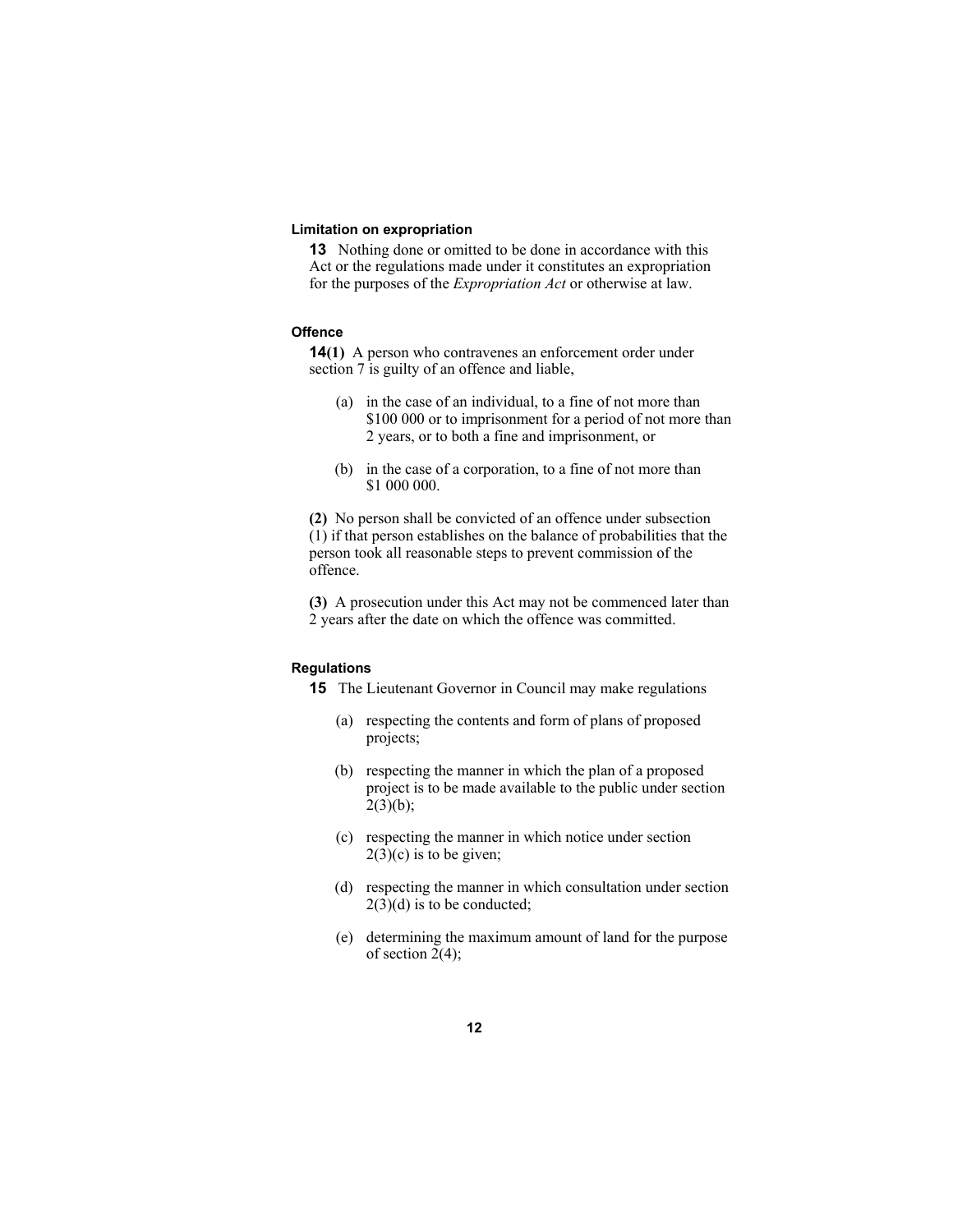### Limitation on expropriation

**13** Nothing done or omitted to be done in accordance with this Act or the regulations made under it constitutes an expropriation for the purposes of the *Expropriation Act* or otherwise at law.

### Offence

**14(1)** A person who contravenes an enforcement order under section 7 is guilty of an offence and liable,

- (a) in the case of an individual, to a fine of not more than $100 000 or to imprisonment for a period of not more than 2 years, or to both a fine and imprisonment, or
- (b) in the case of a corporation, to a fine of not more than $1 000 000.

**(2)** No person shall be convicted of an offence under subsection (1) if that person establishes on the balance of probabilities that the person took all reasonable steps to prevent commission of the offence.

**(3)** A prosecution under this Act may not be commenced later than 2 years after the date on which the offence was committed.

### Regulations

**15** The Lieutenant Governor in Council may make regulations

- (a) respecting the contents and form of plans of proposed projects;
- (b) respecting the manner in which the plan of a proposed project is to be made available to the public under section 2(3)(b);
- (c) respecting the manner in which notice under section 2(3)(c) is to be given;
- (d) respecting the manner in which consultation under section 2(3)(d) is to be conducted;
- (e) determining the maximum amount of land for the purpose of section 2(4);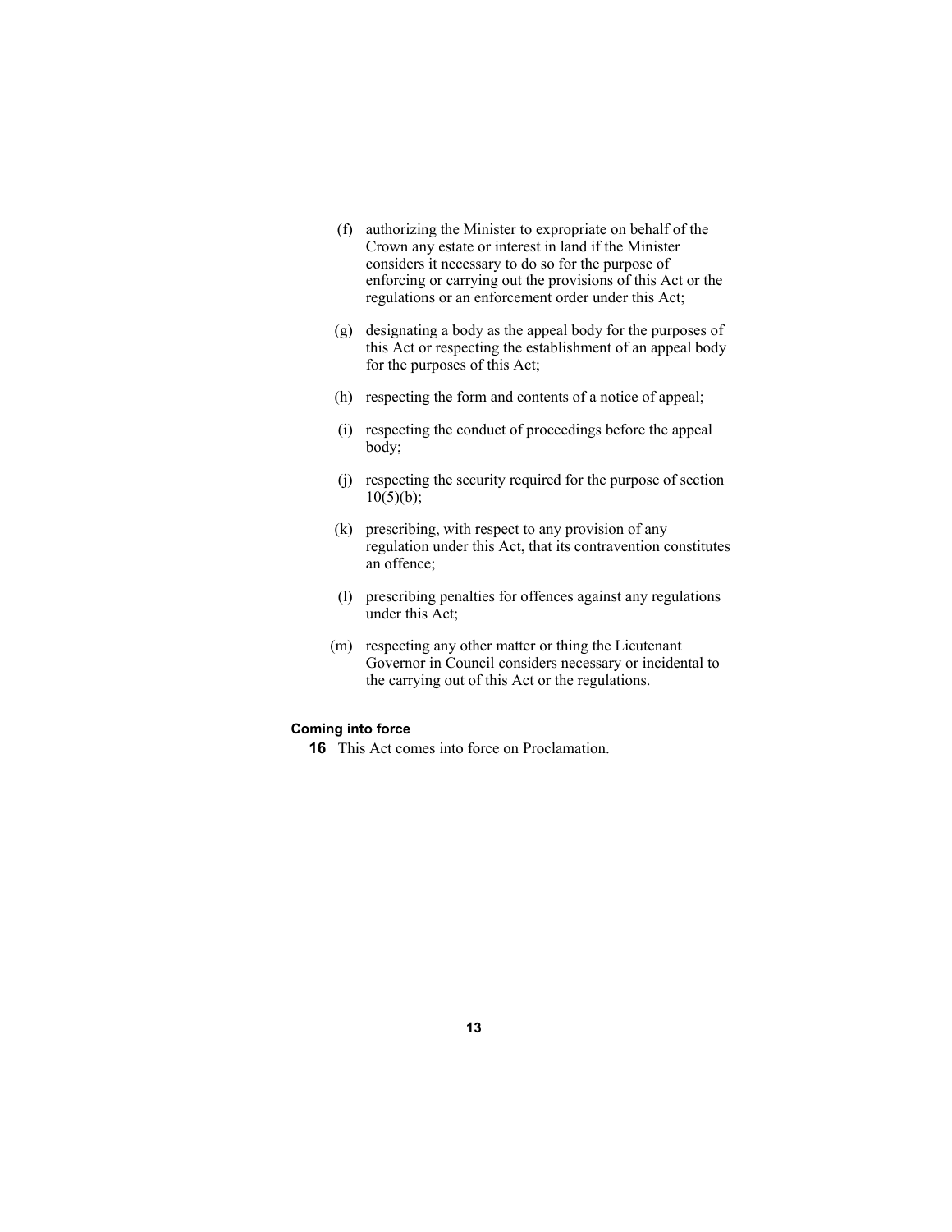(f) authorizing the Minister to expropriate on behalf of the Crown any estate or interest in land if the Minister considers it necessary to do so for the purpose of enforcing or carrying out the provisions of this Act or the regulations or an enforcement order under this Act;

(g) designating a body as the appeal body for the purposes of this Act or respecting the establishment of an appeal body for the purposes of this Act;

(h) respecting the form and contents of a notice of appeal;

(i) respecting the conduct of proceedings before the appeal body;

(j) respecting the security required for the purpose of section 10(5)(b);

(k) prescribing, with respect to any provision of any regulation under this Act, that its contravention constitutes an offence;

(l) prescribing penalties for offences against any regulations under this Act;

(m) respecting any other matter or thing the Lieutenant Governor in Council considers necessary or incidental to the carrying out of this Act or the regulations.

**Coming into force**

**16** This Act comes into force on Proclamation.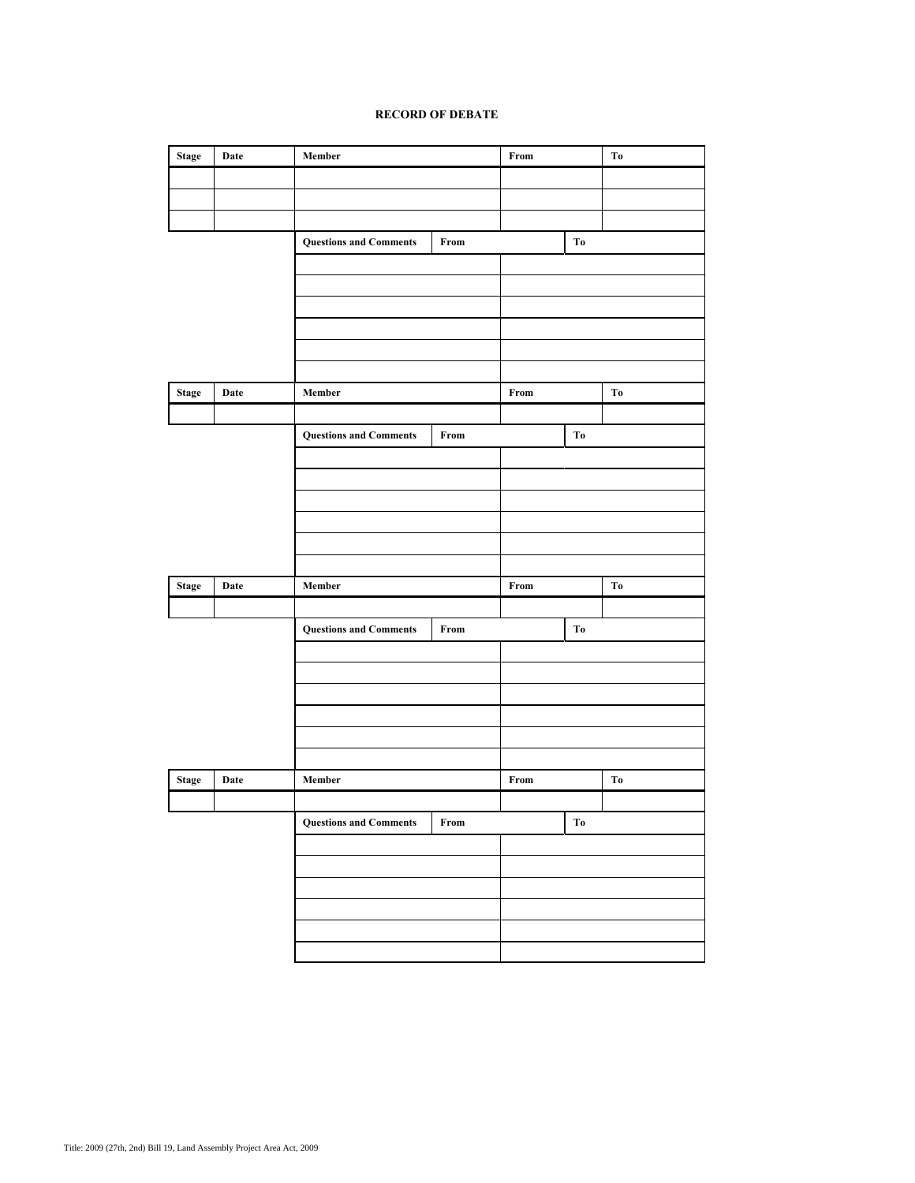**RECORD OF DEBATE**

| Stage | Date | Member | From | To |
|---|---|---|---|---|
| | | | | |
| | | | | |
| | | | | |

| Questions and Comments | From | To |
|---|---|---|
| | | |
| | | |
| | | |
| | | |
| | | |
| | | |

| Stage | Date | Member | From | To |
|---|---|---|---|---|
| | | | | |

| Questions and Comments | From | To |
|---|---|---|
| | | |
| | | |
| | | |
| | | |
| | | |
| | | |

| Stage | Date | Member | From | To |
|---|---|---|---|---|
| | | | | |

| Questions and Comments | From | To |
|---|---|---|
| | | |
| | | |
| | | |
| | | |
| | | |
| | | |

| Stage | Date | Member | From | To |
|---|---|---|---|---|
| | | | | |

| Questions and Comments | From | To |
|---|---|---|
| | | |
| | | |
| | | |
| | | |
| | | |
| | | |

Title: 2009 (27th, 2nd) Bill 19, Land Assembly Project Area Act, 2009